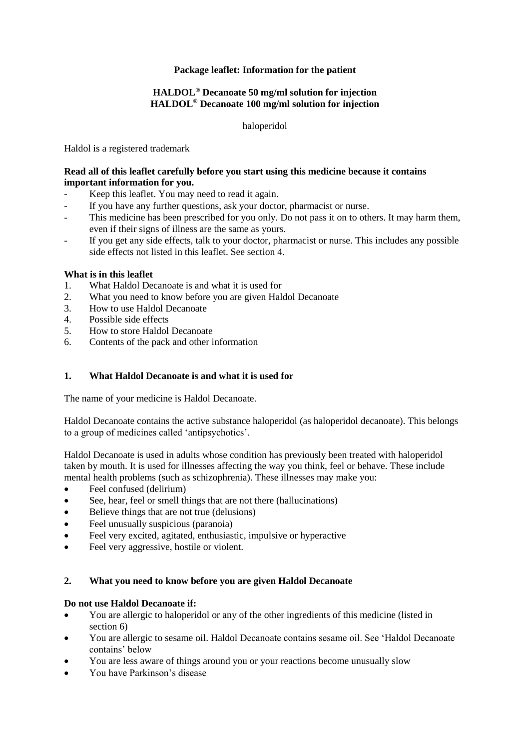**Package leaflet: Information for the patient**

**HALDOL® Decanoate 50 mg/ml solution for injection**
**HALDOL® Decanoate 100 mg/ml solution for injection**

haloperidol

Haldol is a registered trademark

**Read all of this leaflet carefully before you start using this medicine because it contains important information for you.**

- Keep this leaflet. You may need to read it again.
- If you have any further questions, ask your doctor, pharmacist or nurse.
- This medicine has been prescribed for you only. Do not pass it on to others. It may harm them, even if their signs of illness are the same as yours.
- If you get any side effects, talk to your doctor, pharmacist or nurse. This includes any possible side effects not listed in this leaflet. See section 4.

**What is in this leaflet**

1. What Haldol Decanoate is and what it is used for
2. What you need to know before you are given Haldol Decanoate
3. How to use Haldol Decanoate
4. Possible side effects
5. How to store Haldol Decanoate
6. Contents of the pack and other information

## 1. What Haldol Decanoate is and what it is used for

The name of your medicine is Haldol Decanoate.

Haldol Decanoate contains the active substance haloperidol (as haloperidol decanoate). This belongs to a group of medicines called 'antipsychotics'.

Haldol Decanoate is used in adults whose condition has previously been treated with haloperidol taken by mouth. It is used for illnesses affecting the way you think, feel or behave. These include mental health problems (such as schizophrenia). These illnesses may make you:

- Feel confused (delirium)
- See, hear, feel or smell things that are not there (hallucinations)
- Believe things that are not true (delusions)
- Feel unusually suspicious (paranoia)
- Feel very excited, agitated, enthusiastic, impulsive or hyperactive
- Feel very aggressive, hostile or violent.

## 2. What you need to know before you are given Haldol Decanoate

**Do not use Haldol Decanoate if:**

- You are allergic to haloperidol or any of the other ingredients of this medicine (listed in section 6)
- You are allergic to sesame oil. Haldol Decanoate contains sesame oil. See 'Haldol Decanoate contains' below
- You are less aware of things around you or your reactions become unusually slow
- You have Parkinson's disease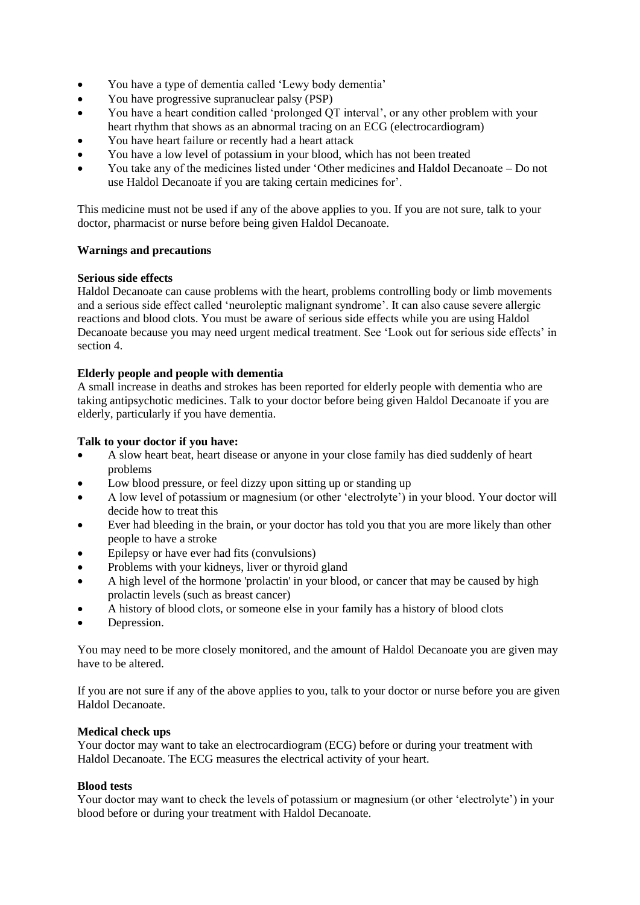- You have a type of dementia called 'Lewy body dementia'
- You have progressive supranuclear palsy (PSP)
- You have a heart condition called 'prolonged QT interval', or any other problem with your heart rhythm that shows as an abnormal tracing on an ECG (electrocardiogram)
- You have heart failure or recently had a heart attack
- You have a low level of potassium in your blood, which has not been treated
- You take any of the medicines listed under 'Other medicines and Haldol Decanoate – Do not use Haldol Decanoate if you are taking certain medicines for'.

This medicine must not be used if any of the above applies to you. If you are not sure, talk to your doctor, pharmacist or nurse before being given Haldol Decanoate.

**Warnings and precautions**

**Serious side effects**

Haldol Decanoate can cause problems with the heart, problems controlling body or limb movements and a serious side effect called 'neuroleptic malignant syndrome'. It can also cause severe allergic reactions and blood clots. You must be aware of serious side effects while you are using Haldol Decanoate because you may need urgent medical treatment. See 'Look out for serious side effects' in section 4.

**Elderly people and people with dementia**

A small increase in deaths and strokes has been reported for elderly people with dementia who are taking antipsychotic medicines. Talk to your doctor before being given Haldol Decanoate if you are elderly, particularly if you have dementia.

**Talk to your doctor if you have:**

- A slow heart beat, heart disease or anyone in your close family has died suddenly of heart problems
- Low blood pressure, or feel dizzy upon sitting up or standing up
- A low level of potassium or magnesium (or other 'electrolyte') in your blood. Your doctor will decide how to treat this
- Ever had bleeding in the brain, or your doctor has told you that you are more likely than other people to have a stroke
- Epilepsy or have ever had fits (convulsions)
- Problems with your kidneys, liver or thyroid gland
- A high level of the hormone 'prolactin' in your blood, or cancer that may be caused by high prolactin levels (such as breast cancer)
- A history of blood clots, or someone else in your family has a history of blood clots
- Depression.

You may need to be more closely monitored, and the amount of Haldol Decanoate you are given may have to be altered.

If you are not sure if any of the above applies to you, talk to your doctor or nurse before you are given Haldol Decanoate.

**Medical check ups**

Your doctor may want to take an electrocardiogram (ECG) before or during your treatment with Haldol Decanoate. The ECG measures the electrical activity of your heart.

**Blood tests**

Your doctor may want to check the levels of potassium or magnesium (or other 'electrolyte') in your blood before or during your treatment with Haldol Decanoate.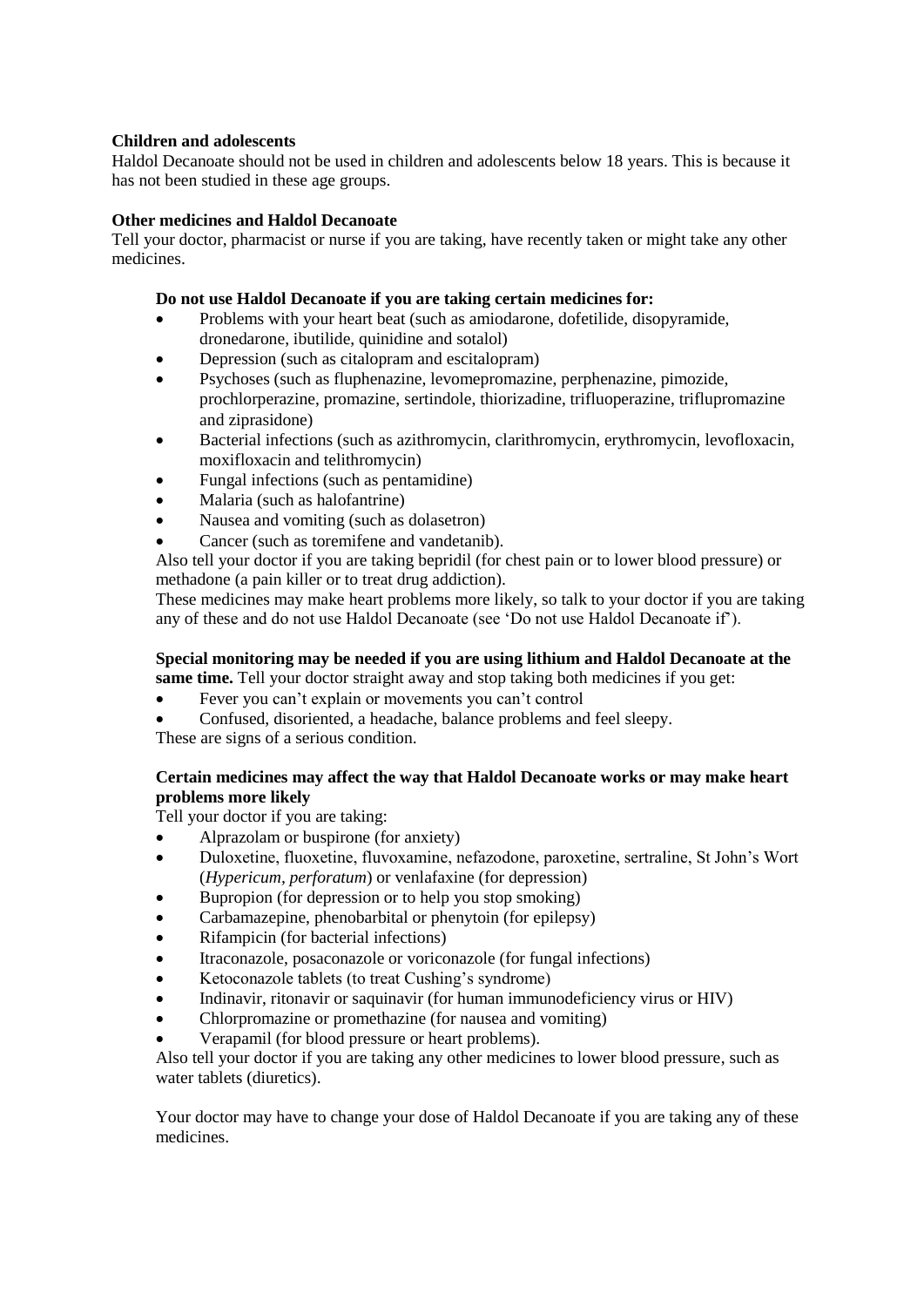**Children and adolescents**

Haldol Decanoate should not be used in children and adolescents below 18 years. This is because it has not been studied in these age groups.

**Other medicines and Haldol Decanoate**

Tell your doctor, pharmacist or nurse if you are taking, have recently taken or might take any other medicines.

**Do not use Haldol Decanoate if you are taking certain medicines for:**

- Problems with your heart beat (such as amiodarone, dofetilide, disopyramide, dronedarone, ibutilide, quinidine and sotalol)
- Depression (such as citalopram and escitalopram)
- Psychoses (such as fluphenazine, levomepromazine, perphenazine, pimozide, prochlorperazine, promazine, sertindole, thiorizadine, trifluoperazine, triflupromazine and ziprasidone)
- Bacterial infections (such as azithromycin, clarithromycin, erythromycin, levofloxacin, moxifloxacin and telithromycin)
- Fungal infections (such as pentamidine)
- Malaria (such as halofantrine)
- Nausea and vomiting (such as dolasetron)
- Cancer (such as toremifene and vandetanib).

Also tell your doctor if you are taking bepridil (for chest pain or to lower blood pressure) or methadone (a pain killer or to treat drug addiction).

These medicines may make heart problems more likely, so talk to your doctor if you are taking any of these and do not use Haldol Decanoate (see 'Do not use Haldol Decanoate if').

**Special monitoring may be needed if you are using lithium and Haldol Decanoate at the same time.** Tell your doctor straight away and stop taking both medicines if you get:

- Fever you can't explain or movements you can't control
- Confused, disoriented, a headache, balance problems and feel sleepy.

These are signs of a serious condition.

**Certain medicines may affect the way that Haldol Decanoate works or may make heart problems more likely**

Tell your doctor if you are taking:

- Alprazolam or buspirone (for anxiety)
- Duloxetine, fluoxetine, fluvoxamine, nefazodone, paroxetine, sertraline, St John's Wort (*Hypericum, perforatum*) or venlafaxine (for depression)
- Bupropion (for depression or to help you stop smoking)
- Carbamazepine, phenobarbital or phenytoin (for epilepsy)
- Rifampicin (for bacterial infections)
- Itraconazole, posaconazole or voriconazole (for fungal infections)
- Ketoconazole tablets (to treat Cushing's syndrome)
- Indinavir, ritonavir or saquinavir (for human immunodeficiency virus or HIV)
- Chlorpromazine or promethazine (for nausea and vomiting)
- Verapamil (for blood pressure or heart problems).

Also tell your doctor if you are taking any other medicines to lower blood pressure, such as water tablets (diuretics).

Your doctor may have to change your dose of Haldol Decanoate if you are taking any of these medicines.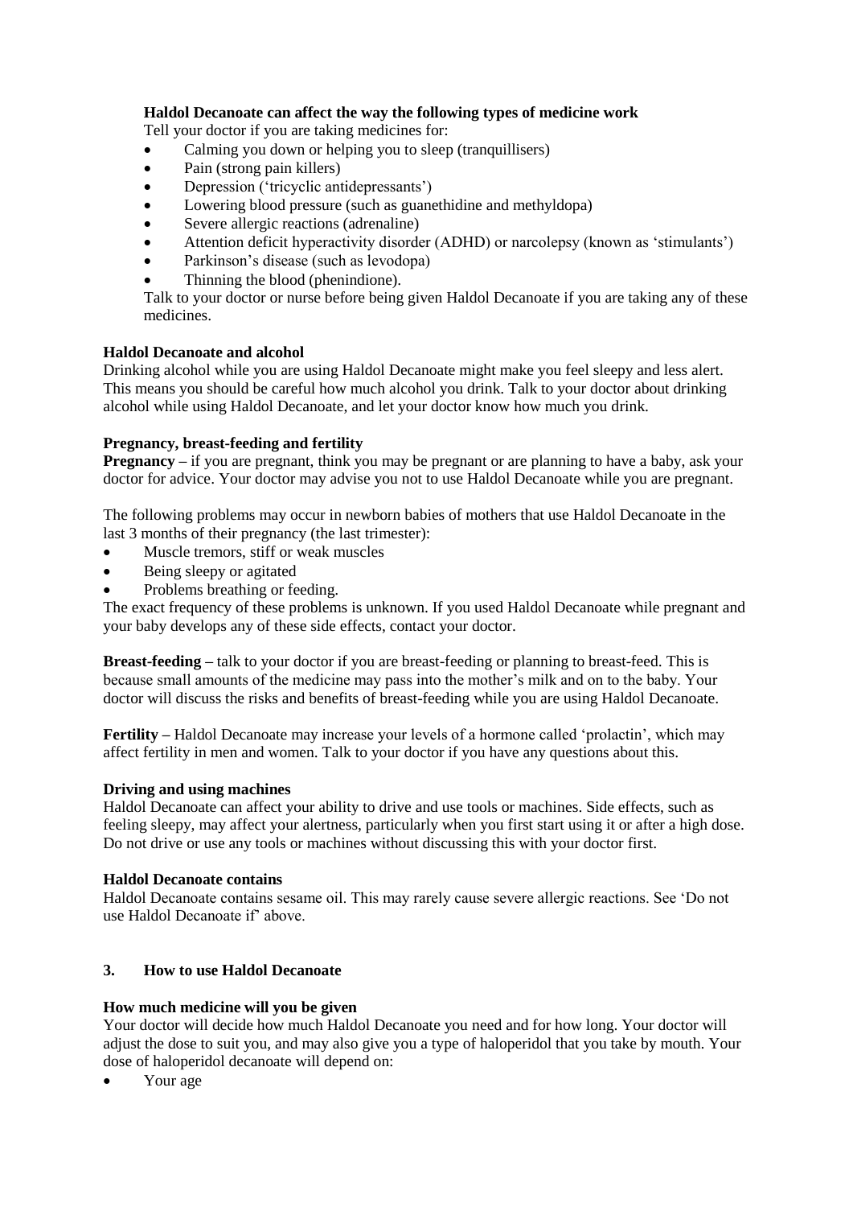**Haldol Decanoate can affect the way the following types of medicine work**

Tell your doctor if you are taking medicines for:

- Calming you down or helping you to sleep (tranquillisers)
- Pain (strong pain killers)
- Depression ('tricyclic antidepressants')
- Lowering blood pressure (such as guanethidine and methyldopa)
- Severe allergic reactions (adrenaline)
- Attention deficit hyperactivity disorder (ADHD) or narcolepsy (known as 'stimulants')
- Parkinson's disease (such as levodopa)
- Thinning the blood (phenindione).

Talk to your doctor or nurse before being given Haldol Decanoate if you are taking any of these medicines.

**Haldol Decanoate and alcohol**

Drinking alcohol while you are using Haldol Decanoate might make you feel sleepy and less alert. This means you should be careful how much alcohol you drink. Talk to your doctor about drinking alcohol while using Haldol Decanoate, and let your doctor know how much you drink.

**Pregnancy, breast-feeding and fertility**

**Pregnancy** – if you are pregnant, think you may be pregnant or are planning to have a baby, ask your doctor for advice. Your doctor may advise you not to use Haldol Decanoate while you are pregnant.

The following problems may occur in newborn babies of mothers that use Haldol Decanoate in the last 3 months of their pregnancy (the last trimester):

- Muscle tremors, stiff or weak muscles
- Being sleepy or agitated
- Problems breathing or feeding.

The exact frequency of these problems is unknown. If you used Haldol Decanoate while pregnant and your baby develops any of these side effects, contact your doctor.

**Breast-feeding** – talk to your doctor if you are breast-feeding or planning to breast-feed. This is because small amounts of the medicine may pass into the mother's milk and on to the baby. Your doctor will discuss the risks and benefits of breast-feeding while you are using Haldol Decanoate.

**Fertility** – Haldol Decanoate may increase your levels of a hormone called 'prolactin', which may affect fertility in men and women. Talk to your doctor if you have any questions about this.

**Driving and using machines**

Haldol Decanoate can affect your ability to drive and use tools or machines. Side effects, such as feeling sleepy, may affect your alertness, particularly when you first start using it or after a high dose. Do not drive or use any tools or machines without discussing this with your doctor first.

**Haldol Decanoate contains**

Haldol Decanoate contains sesame oil. This may rarely cause severe allergic reactions. See 'Do not use Haldol Decanoate if' above.

## 3. How to use Haldol Decanoate

**How much medicine will you be given**

Your doctor will decide how much Haldol Decanoate you need and for how long. Your doctor will adjust the dose to suit you, and may also give you a type of haloperidol that you take by mouth. Your dose of haloperidol decanoate will depend on:

- Your age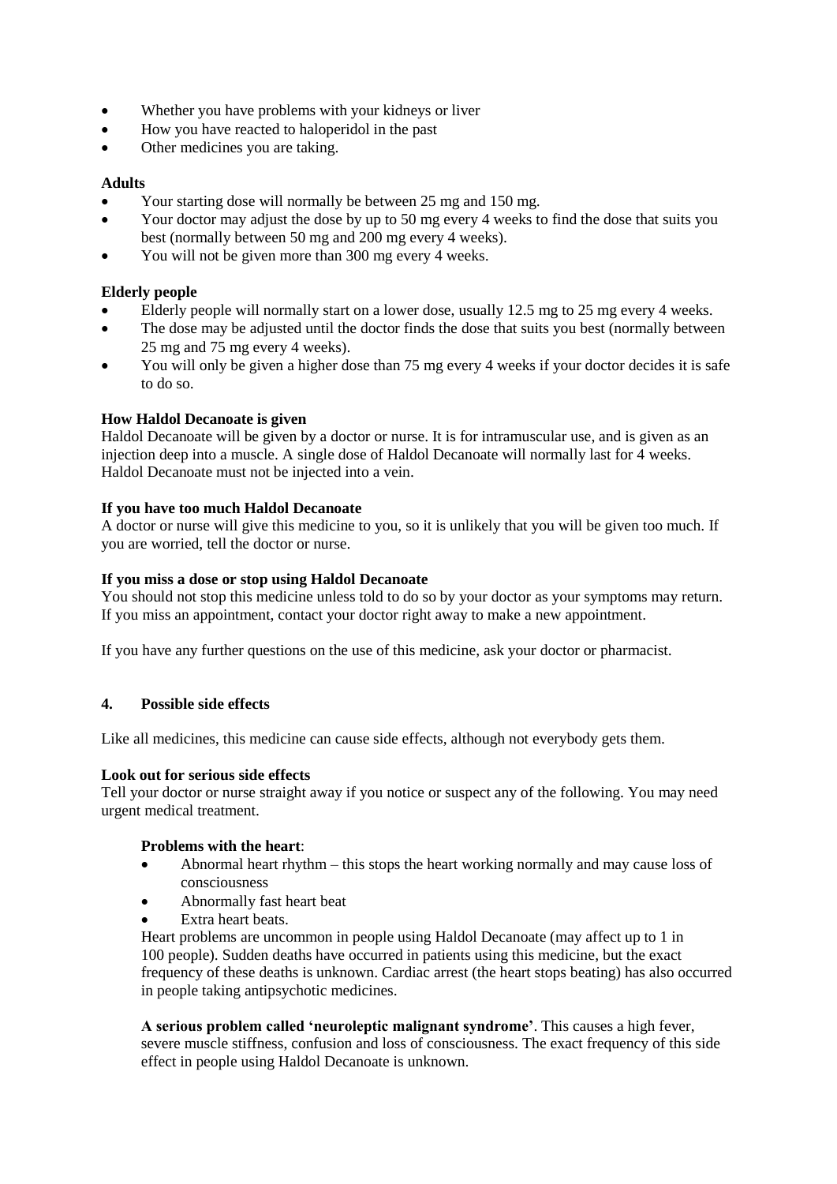- Whether you have problems with your kidneys or liver
- How you have reacted to haloperidol in the past
- Other medicines you are taking.

**Adults**

- Your starting dose will normally be between 25 mg and 150 mg.
- Your doctor may adjust the dose by up to 50 mg every 4 weeks to find the dose that suits you best (normally between 50 mg and 200 mg every 4 weeks).
- You will not be given more than 300 mg every 4 weeks.

**Elderly people**

- Elderly people will normally start on a lower dose, usually 12.5 mg to 25 mg every 4 weeks.
- The dose may be adjusted until the doctor finds the dose that suits you best (normally between 25 mg and 75 mg every 4 weeks).
- You will only be given a higher dose than 75 mg every 4 weeks if your doctor decides it is safe to do so.

**How Haldol Decanoate is given**

Haldol Decanoate will be given by a doctor or nurse. It is for intramuscular use, and is given as an injection deep into a muscle. A single dose of Haldol Decanoate will normally last for 4 weeks. Haldol Decanoate must not be injected into a vein.

**If you have too much Haldol Decanoate**

A doctor or nurse will give this medicine to you, so it is unlikely that you will be given too much. If you are worried, tell the doctor or nurse.

**If you miss a dose or stop using Haldol Decanoate**

You should not stop this medicine unless told to do so by your doctor as your symptoms may return. If you miss an appointment, contact your doctor right away to make a new appointment.

If you have any further questions on the use of this medicine, ask your doctor or pharmacist.

## 4. Possible side effects

Like all medicines, this medicine can cause side effects, although not everybody gets them.

**Look out for serious side effects**

Tell your doctor or nurse straight away if you notice or suspect any of the following. You may need urgent medical treatment.

**Problems with the heart**:

- Abnormal heart rhythm – this stops the heart working normally and may cause loss of consciousness
- Abnormally fast heart beat
- Extra heart beats.

Heart problems are uncommon in people using Haldol Decanoate (may affect up to 1 in 100 people). Sudden deaths have occurred in patients using this medicine, but the exact frequency of these deaths is unknown. Cardiac arrest (the heart stops beating) has also occurred in people taking antipsychotic medicines.

**A serious problem called 'neuroleptic malignant syndrome'**. This causes a high fever, severe muscle stiffness, confusion and loss of consciousness. The exact frequency of this side effect in people using Haldol Decanoate is unknown.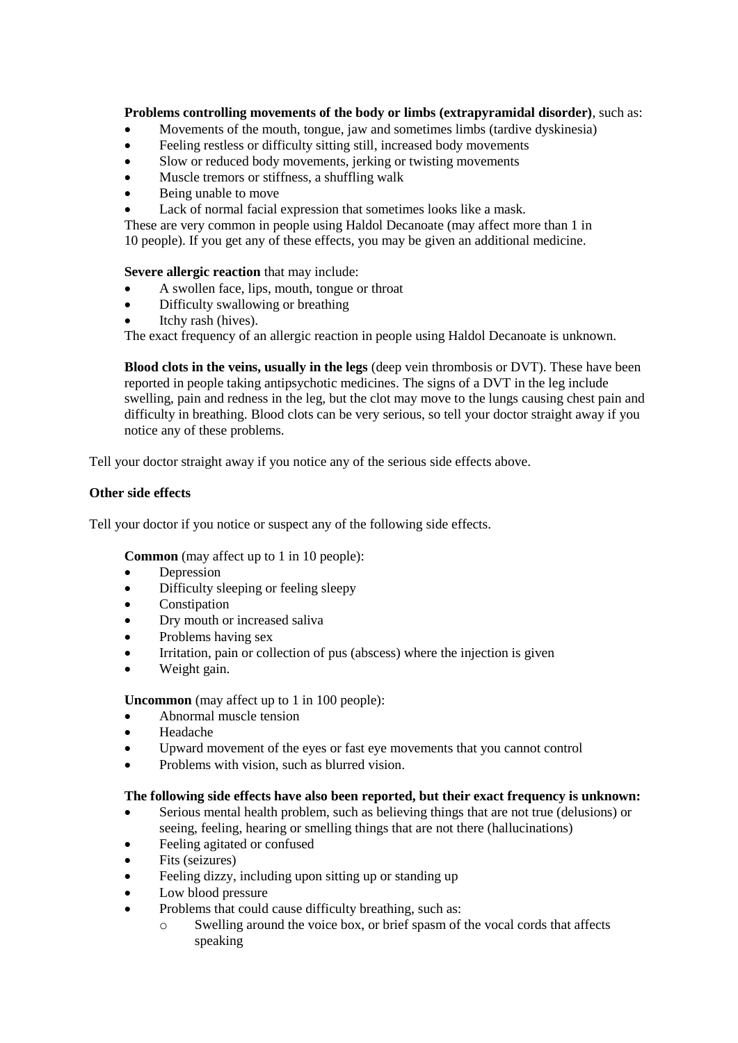**Problems controlling movements of the body or limbs (extrapyramidal disorder)**, such as:

- Movements of the mouth, tongue, jaw and sometimes limbs (tardive dyskinesia)
- Feeling restless or difficulty sitting still, increased body movements
- Slow or reduced body movements, jerking or twisting movements
- Muscle tremors or stiffness, a shuffling walk
- Being unable to move
- Lack of normal facial expression that sometimes looks like a mask.

These are very common in people using Haldol Decanoate (may affect more than 1 in 10 people). If you get any of these effects, you may be given an additional medicine.

**Severe allergic reaction** that may include:

- A swollen face, lips, mouth, tongue or throat
- Difficulty swallowing or breathing
- Itchy rash (hives).

The exact frequency of an allergic reaction in people using Haldol Decanoate is unknown.

**Blood clots in the veins, usually in the legs** (deep vein thrombosis or DVT). These have been reported in people taking antipsychotic medicines. The signs of a DVT in the leg include swelling, pain and redness in the leg, but the clot may move to the lungs causing chest pain and difficulty in breathing. Blood clots can be very serious, so tell your doctor straight away if you notice any of these problems.

Tell your doctor straight away if you notice any of the serious side effects above.

**Other side effects**

Tell your doctor if you notice or suspect any of the following side effects.

**Common** (may affect up to 1 in 10 people):

- Depression
- Difficulty sleeping or feeling sleepy
- Constipation
- Dry mouth or increased saliva
- Problems having sex
- Irritation, pain or collection of pus (abscess) where the injection is given
- Weight gain.

**Uncommon** (may affect up to 1 in 100 people):

- Abnormal muscle tension
- Headache
- Upward movement of the eyes or fast eye movements that you cannot control
- Problems with vision, such as blurred vision.

**The following side effects have also been reported, but their exact frequency is unknown:**

- Serious mental health problem, such as believing things that are not true (delusions) or seeing, feeling, hearing or smelling things that are not there (hallucinations)
- Feeling agitated or confused
- Fits (seizures)
- Feeling dizzy, including upon sitting up or standing up
- Low blood pressure
- Problems that could cause difficulty breathing, such as:
  - Swelling around the voice box, or brief spasm of the vocal cords that affects speaking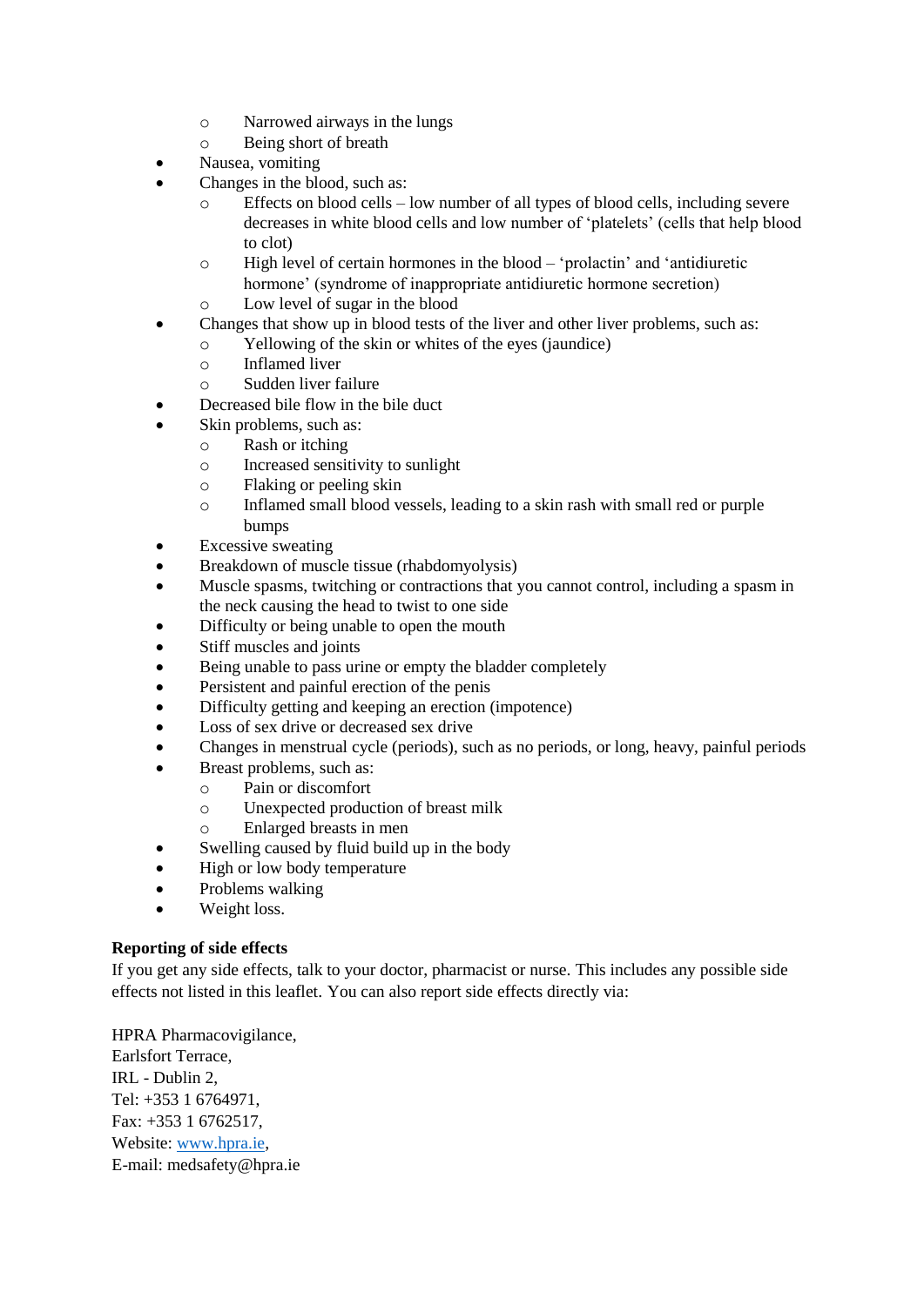- Narrowed airways in the lungs
  - Being short of breath
- Nausea, vomiting
- Changes in the blood, such as:
  - Effects on blood cells – low number of all types of blood cells, including severe decreases in white blood cells and low number of 'platelets' (cells that help blood to clot)
  - High level of certain hormones in the blood – 'prolactin' and 'antidiuretic hormone' (syndrome of inappropriate antidiuretic hormone secretion)
  - Low level of sugar in the blood
- Changes that show up in blood tests of the liver and other liver problems, such as:
  - Yellowing of the skin or whites of the eyes (jaundice)
  - Inflamed liver
  - Sudden liver failure
- Decreased bile flow in the bile duct
- Skin problems, such as:
  - Rash or itching
  - Increased sensitivity to sunlight
  - Flaking or peeling skin
  - Inflamed small blood vessels, leading to a skin rash with small red or purple bumps
- Excessive sweating
- Breakdown of muscle tissue (rhabdomyolysis)
- Muscle spasms, twitching or contractions that you cannot control, including a spasm in the neck causing the head to twist to one side
- Difficulty or being unable to open the mouth
- Stiff muscles and joints
- Being unable to pass urine or empty the bladder completely
- Persistent and painful erection of the penis
- Difficulty getting and keeping an erection (impotence)
- Loss of sex drive or decreased sex drive
- Changes in menstrual cycle (periods), such as no periods, or long, heavy, painful periods
- Breast problems, such as:
  - Pain or discomfort
  - Unexpected production of breast milk
  - Enlarged breasts in men
- Swelling caused by fluid build up in the body
- High or low body temperature
- Problems walking
- Weight loss.

**Reporting of side effects**

If you get any side effects, talk to your doctor, pharmacist or nurse. This includes any possible side effects not listed in this leaflet. You can also report side effects directly via:

HPRA Pharmacovigilance,
Earlsfort Terrace,
IRL - Dublin 2,
Tel: +353 1 6764971,
Fax: +353 1 6762517,
Website: www.hpra.ie,
E-mail: medsafety@hpra.ie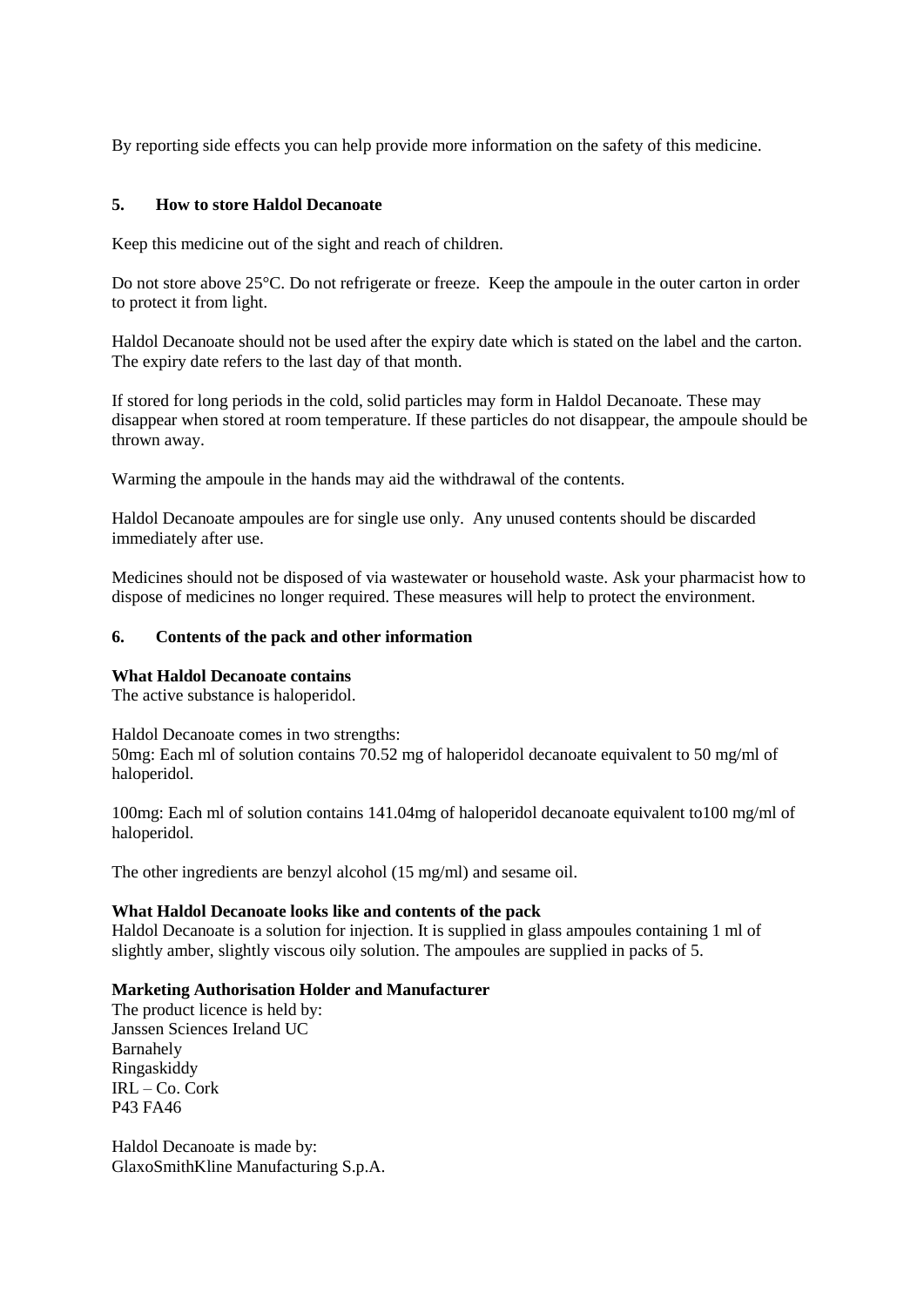By reporting side effects you can help provide more information on the safety of this medicine.

## 5. How to store Haldol Decanoate

Keep this medicine out of the sight and reach of children.

Do not store above 25°C. Do not refrigerate or freeze. Keep the ampoule in the outer carton in order to protect it from light.

Haldol Decanoate should not be used after the expiry date which is stated on the label and the carton. The expiry date refers to the last day of that month.

If stored for long periods in the cold, solid particles may form in Haldol Decanoate. These may disappear when stored at room temperature. If these particles do not disappear, the ampoule should be thrown away.

Warming the ampoule in the hands may aid the withdrawal of the contents.

Haldol Decanoate ampoules are for single use only. Any unused contents should be discarded immediately after use.

Medicines should not be disposed of via wastewater or household waste. Ask your pharmacist how to dispose of medicines no longer required. These measures will help to protect the environment.

## 6. Contents of the pack and other information

**What Haldol Decanoate contains**
The active substance is haloperidol.

Haldol Decanoate comes in two strengths:
50mg: Each ml of solution contains 70.52 mg of haloperidol decanoate equivalent to 50 mg/ml of haloperidol.

100mg: Each ml of solution contains 141.04mg of haloperidol decanoate equivalent to100 mg/ml of haloperidol.

The other ingredients are benzyl alcohol (15 mg/ml) and sesame oil.

**What Haldol Decanoate looks like and contents of the pack**
Haldol Decanoate is a solution for injection. It is supplied in glass ampoules containing 1 ml of slightly amber, slightly viscous oily solution. The ampoules are supplied in packs of 5.

**Marketing Authorisation Holder and Manufacturer**
The product licence is held by:
Janssen Sciences Ireland UC
Barnahely
Ringaskiddy
IRL – Co. Cork
P43 FA46

Haldol Decanoate is made by:
GlaxoSmithKline Manufacturing S.p.A.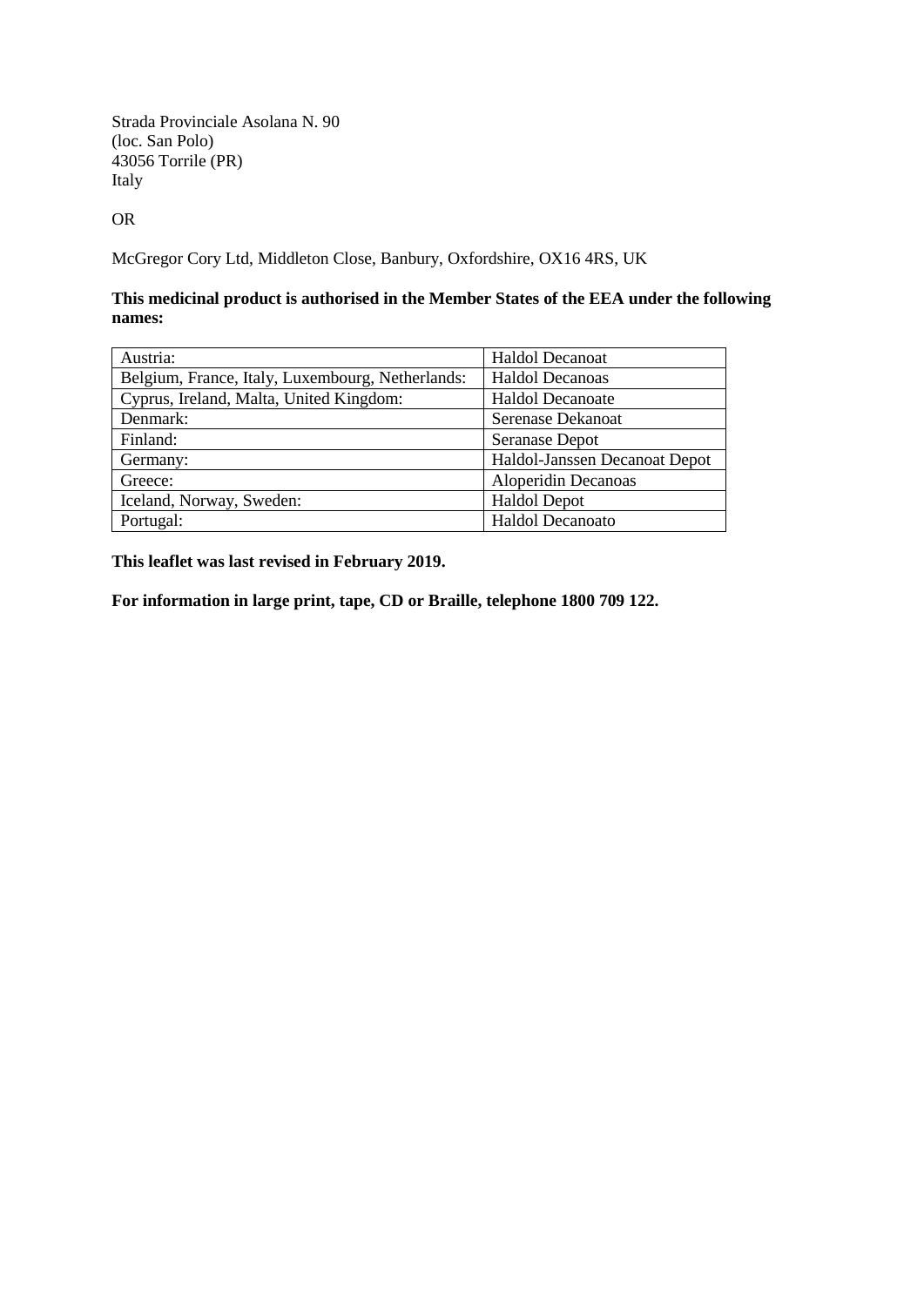Strada Provinciale Asolana N. 90
(loc. San Polo)
43056 Torrile (PR)
Italy

OR

McGregor Cory Ltd, Middleton Close, Banbury, Oxfordshire, OX16 4RS, UK

**This medicinal product is authorised in the Member States of the EEA under the following names:**

| | |
|---|---|
| Austria: | Haldol Decanoat |
| Belgium, France, Italy, Luxembourg, Netherlands: | Haldol Decanoas |
| Cyprus, Ireland, Malta, United Kingdom: | Haldol Decanoate |
| Denmark: | Serenase Dekanoat |
| Finland: | Seranase Depot |
| Germany: | Haldol-Janssen Decanoat Depot |
| Greece: | Aloperidin Decanoas |
| Iceland, Norway, Sweden: | Haldol Depot |
| Portugal: | Haldol Decanoato |

**This leaflet was last revised in February 2019.**

**For information in large print, tape, CD or Braille, telephone 1800 709 122.**